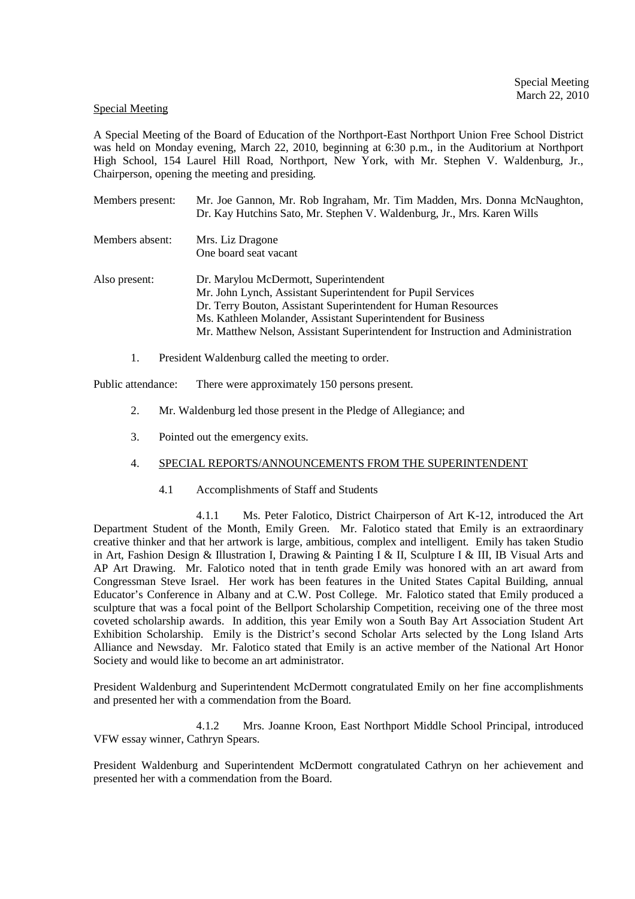Special Meeting
March 22, 2010

Special Meeting

A Special Meeting of the Board of Education of the Northport-East Northport Union Free School District was held on Monday evening, March 22, 2010, beginning at 6:30 p.m., in the Auditorium at Northport High School, 154 Laurel Hill Road, Northport, New York, with Mr. Stephen V. Waldenburg, Jr., Chairperson, opening the meeting and presiding.

Members present: Mr. Joe Gannon, Mr. Rob Ingraham, Mr. Tim Madden, Mrs. Donna McNaughton, Dr. Kay Hutchins Sato, Mr. Stephen V. Waldenburg, Jr., Mrs. Karen Wills

Members absent: Mrs. Liz Dragone
One board seat vacant

Also present: Dr. Marylou McDermott, Superintendent
Mr. John Lynch, Assistant Superintendent for Pupil Services
Dr. Terry Bouton, Assistant Superintendent for Human Resources
Ms. Kathleen Molander, Assistant Superintendent for Business
Mr. Matthew Nelson, Assistant Superintendent for Instruction and Administration

1. President Waldenburg called the meeting to order.

Public attendance: There were approximately 150 persons present.

2. Mr. Waldenburg led those present in the Pledge of Allegiance; and

3. Pointed out the emergency exits.

4. SPECIAL REPORTS/ANNOUNCEMENTS FROM THE SUPERINTENDENT

4.1 Accomplishments of Staff and Students

4.1.1 Ms. Peter Falotico, District Chairperson of Art K-12, introduced the Art Department Student of the Month, Emily Green. Mr. Falotico stated that Emily is an extraordinary creative thinker and that her artwork is large, ambitious, complex and intelligent. Emily has taken Studio in Art, Fashion Design & Illustration I, Drawing & Painting I & II, Sculpture I & III, IB Visual Arts and AP Art Drawing. Mr. Falotico noted that in tenth grade Emily was honored with an art award from Congressman Steve Israel. Her work has been features in the United States Capital Building, annual Educator's Conference in Albany and at C.W. Post College. Mr. Falotico stated that Emily produced a sculpture that was a focal point of the Bellport Scholarship Competition, receiving one of the three most coveted scholarship awards. In addition, this year Emily won a South Bay Art Association Student Art Exhibition Scholarship. Emily is the District's second Scholar Arts selected by the Long Island Arts Alliance and Newsday. Mr. Falotico stated that Emily is an active member of the National Art Honor Society and would like to become an art administrator.

President Waldenburg and Superintendent McDermott congratulated Emily on her fine accomplishments and presented her with a commendation from the Board.

4.1.2 Mrs. Joanne Kroon, East Northport Middle School Principal, introduced VFW essay winner, Cathryn Spears.

President Waldenburg and Superintendent McDermott congratulated Cathryn on her achievement and presented her with a commendation from the Board.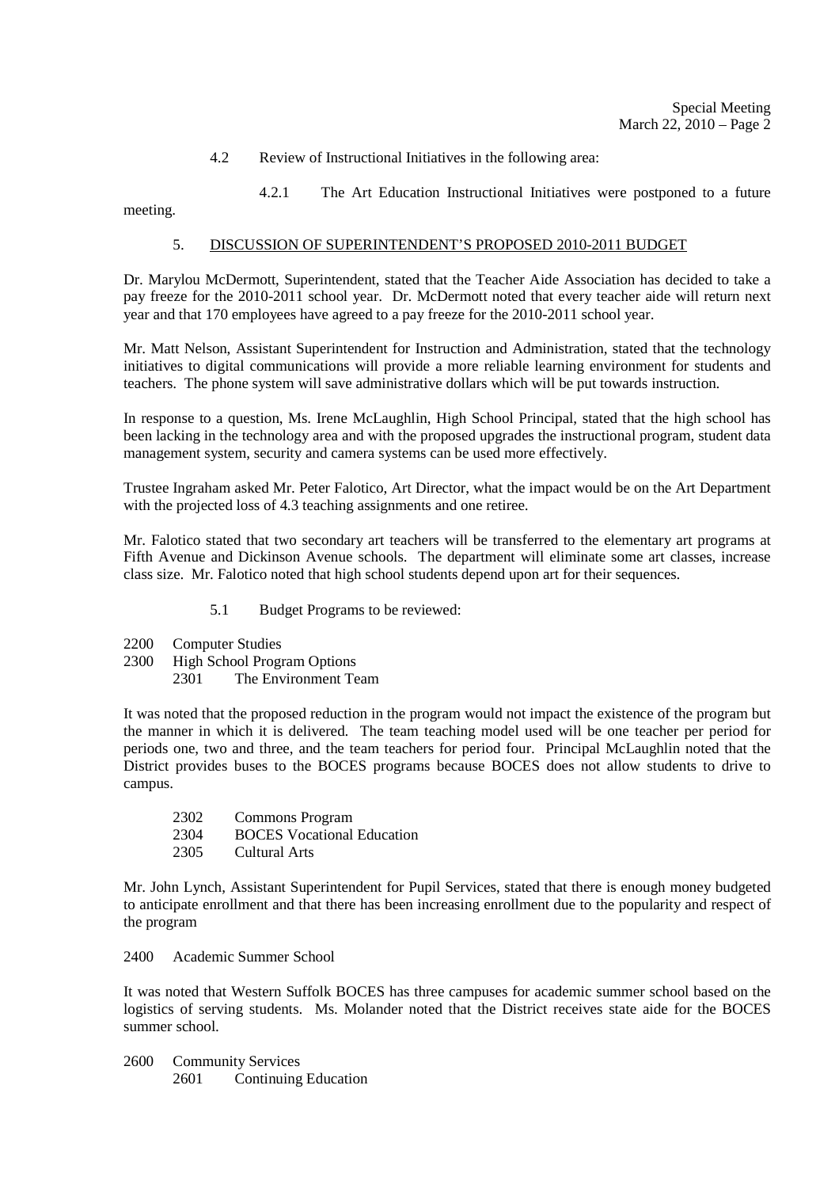4.2 Review of Instructional Initiatives in the following area:

4.2.1 The Art Education Instructional Initiatives were postponed to a future meeting.

5. <u>DISCUSSION OF SUPERINTENDENT'S PROPOSED 2010-2011 BUDGET</u>

Dr. Marylou McDermott, Superintendent, stated that the Teacher Aide Association has decided to take a pay freeze for the 2010-2011 school year. Dr. McDermott noted that every teacher aide will return next year and that 170 employees have agreed to a pay freeze for the 2010-2011 school year.

Mr. Matt Nelson, Assistant Superintendent for Instruction and Administration, stated that the technology initiatives to digital communications will provide a more reliable learning environment for students and teachers. The phone system will save administrative dollars which will be put towards instruction.

In response to a question, Ms. Irene McLaughlin, High School Principal, stated that the high school has been lacking in the technology area and with the proposed upgrades the instructional program, student data management system, security and camera systems can be used more effectively.

Trustee Ingraham asked Mr. Peter Falotico, Art Director, what the impact would be on the Art Department with the projected loss of 4.3 teaching assignments and one retiree.

Mr. Falotico stated that two secondary art teachers will be transferred to the elementary art programs at Fifth Avenue and Dickinson Avenue schools. The department will eliminate some art classes, increase class size. Mr. Falotico noted that high school students depend upon art for their sequences.

5.1 Budget Programs to be reviewed:

2200 Computer Studies
2300 High School Program Options
 2301 The Environment Team

It was noted that the proposed reduction in the program would not impact the existence of the program but the manner in which it is delivered. The team teaching model used will be one teacher per period for periods one, two and three, and the team teachers for period four. Principal McLaughlin noted that the District provides buses to the BOCES programs because BOCES does not allow students to drive to campus.

 2302 Commons Program
 2304 BOCES Vocational Education
 2305 Cultural Arts

Mr. John Lynch, Assistant Superintendent for Pupil Services, stated that there is enough money budgeted to anticipate enrollment and that there has been increasing enrollment due to the popularity and respect of the program

2400 Academic Summer School

It was noted that Western Suffolk BOCES has three campuses for academic summer school based on the logistics of serving students. Ms. Molander noted that the District receives state aide for the BOCES summer school.

2600 Community Services
 2601 Continuing Education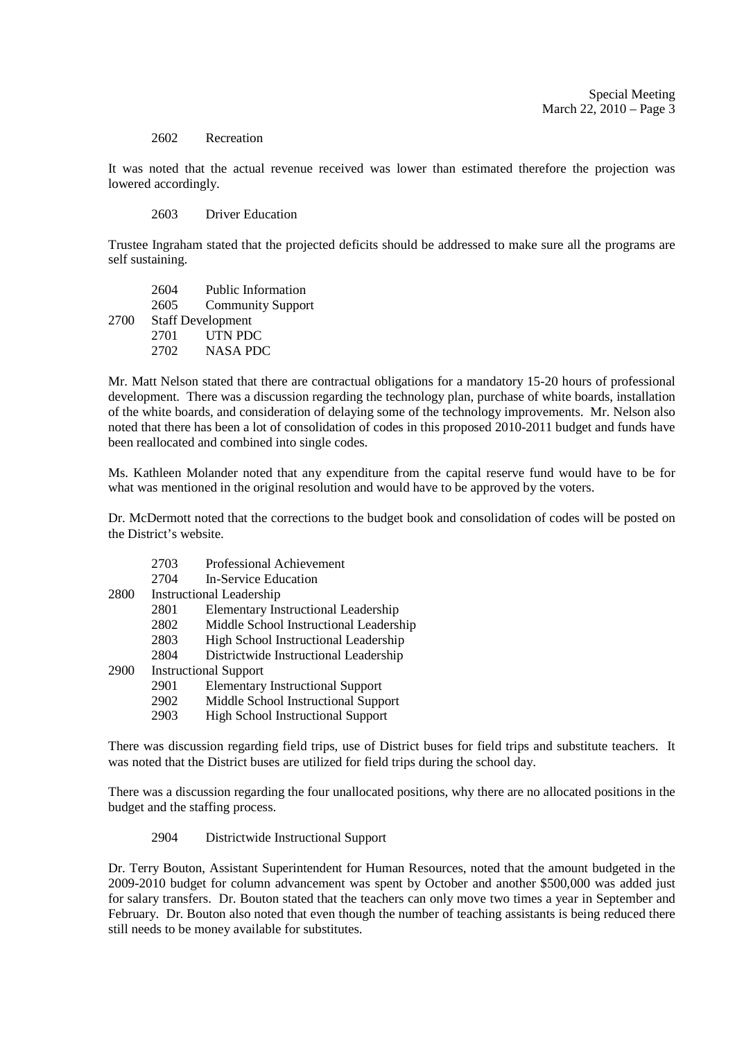2602 Recreation

It was noted that the actual revenue received was lower than estimated therefore the projection was lowered accordingly.

2603 Driver Education

Trustee Ingraham stated that the projected deficits should be addressed to make sure all the programs are self sustaining.

2604 Public Information
2605 Community Support
2700 Staff Development
2701 UTN PDC
2702 NASA PDC

Mr. Matt Nelson stated that there are contractual obligations for a mandatory 15-20 hours of professional development. There was a discussion regarding the technology plan, purchase of white boards, installation of the white boards, and consideration of delaying some of the technology improvements. Mr. Nelson also noted that there has been a lot of consolidation of codes in this proposed 2010-2011 budget and funds have been reallocated and combined into single codes.

Ms. Kathleen Molander noted that any expenditure from the capital reserve fund would have to be for what was mentioned in the original resolution and would have to be approved by the voters.

Dr. McDermott noted that the corrections to the budget book and consolidation of codes will be posted on the District's website.

2703 Professional Achievement
2704 In-Service Education
2800 Instructional Leadership
2801 Elementary Instructional Leadership
2802 Middle School Instructional Leadership
2803 High School Instructional Leadership
2804 Districtwide Instructional Leadership
2900 Instructional Support
2901 Elementary Instructional Support
2902 Middle School Instructional Support
2903 High School Instructional Support

There was discussion regarding field trips, use of District buses for field trips and substitute teachers. It was noted that the District buses are utilized for field trips during the school day.

There was a discussion regarding the four unallocated positions, why there are no allocated positions in the budget and the staffing process.

2904 Districtwide Instructional Support

Dr. Terry Bouton, Assistant Superintendent for Human Resources, noted that the amount budgeted in the 2009-2010 budget for column advancement was spent by October and another $500,000 was added just for salary transfers. Dr. Bouton stated that the teachers can only move two times a year in September and February. Dr. Bouton also noted that even though the number of teaching assistants is being reduced there still needs to be money available for substitutes.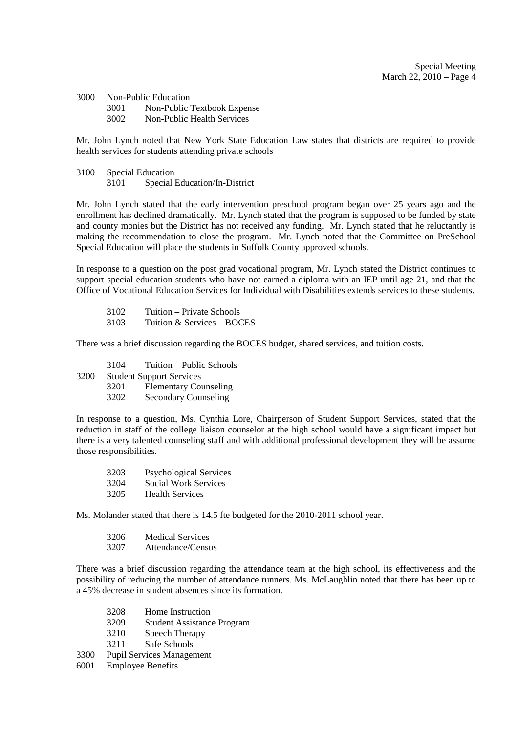3000 Non-Public Education
- 3001 Non-Public Textbook Expense
- 3002 Non-Public Health Services

Mr. John Lynch noted that New York State Education Law states that districts are required to provide health services for students attending private schools

3100 Special Education
- 3101 Special Education/In-District

Mr. John Lynch stated that the early intervention preschool program began over 25 years ago and the enrollment has declined dramatically. Mr. Lynch stated that the program is supposed to be funded by state and county monies but the District has not received any funding. Mr. Lynch stated that he reluctantly is making the recommendation to close the program. Mr. Lynch noted that the Committee on PreSchool Special Education will place the students in Suffolk County approved schools.

In response to a question on the post grad vocational program, Mr. Lynch stated the District continues to support special education students who have not earned a diploma with an IEP until age 21, and that the Office of Vocational Education Services for Individual with Disabilities extends services to these students.

- 3102 Tuition – Private Schools
- 3103 Tuition & Services – BOCES

There was a brief discussion regarding the BOCES budget, shared services, and tuition costs.

- 3104 Tuition – Public Schools

3200 Student Support Services
- 3201 Elementary Counseling
- 3202 Secondary Counseling

In response to a question, Ms. Cynthia Lore, Chairperson of Student Support Services, stated that the reduction in staff of the college liaison counselor at the high school would have a significant impact but there is a very talented counseling staff and with additional professional development they will be assume those responsibilities.

- 3203 Psychological Services
- 3204 Social Work Services
- 3205 Health Services

Ms. Molander stated that there is 14.5 fte budgeted for the 2010-2011 school year.

- 3206 Medical Services
- 3207 Attendance/Census

There was a brief discussion regarding the attendance team at the high school, its effectiveness and the possibility of reducing the number of attendance runners. Ms. McLaughlin noted that there has been up to a 45% decrease in student absences since its formation.

- 3208 Home Instruction
- 3209 Student Assistance Program
- 3210 Speech Therapy
- 3211 Safe Schools

3300 Pupil Services Management

6001 Employee Benefits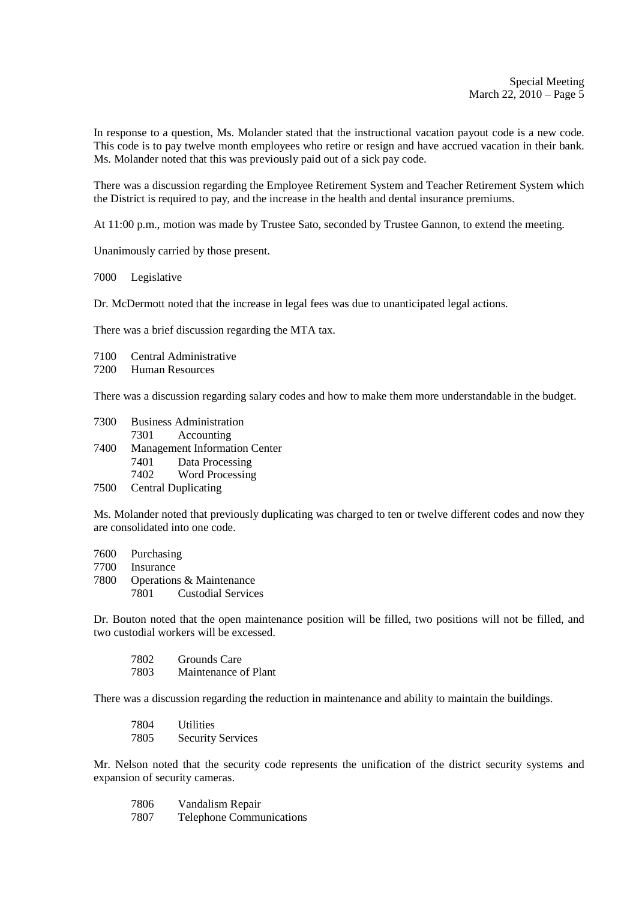In response to a question, Ms. Molander stated that the instructional vacation payout code is a new code. This code is to pay twelve month employees who retire or resign and have accrued vacation in their bank. Ms. Molander noted that this was previously paid out of a sick pay code.

There was a discussion regarding the Employee Retirement System and Teacher Retirement System which the District is required to pay, and the increase in the health and dental insurance premiums.

At 11:00 p.m., motion was made by Trustee Sato, seconded by Trustee Gannon, to extend the meeting.

Unanimously carried by those present.

7000 Legislative

Dr. McDermott noted that the increase in legal fees was due to unanticipated legal actions.

There was a brief discussion regarding the MTA tax.

7100 Central Administrative
7200 Human Resources

There was a discussion regarding salary codes and how to make them more understandable in the budget.

7300 Business Administration
    7301 Accounting
7400 Management Information Center
    7401 Data Processing
    7402 Word Processing
7500 Central Duplicating

Ms. Molander noted that previously duplicating was charged to ten or twelve different codes and now they are consolidated into one code.

7600 Purchasing
7700 Insurance
7800 Operations & Maintenance
    7801 Custodial Services

Dr. Bouton noted that the open maintenance position will be filled, two positions will not be filled, and two custodial workers will be excessed.

    7802 Grounds Care
    7803 Maintenance of Plant

There was a discussion regarding the reduction in maintenance and ability to maintain the buildings.

    7804 Utilities
    7805 Security Services

Mr. Nelson noted that the security code represents the unification of the district security systems and expansion of security cameras.

    7806 Vandalism Repair
    7807 Telephone Communications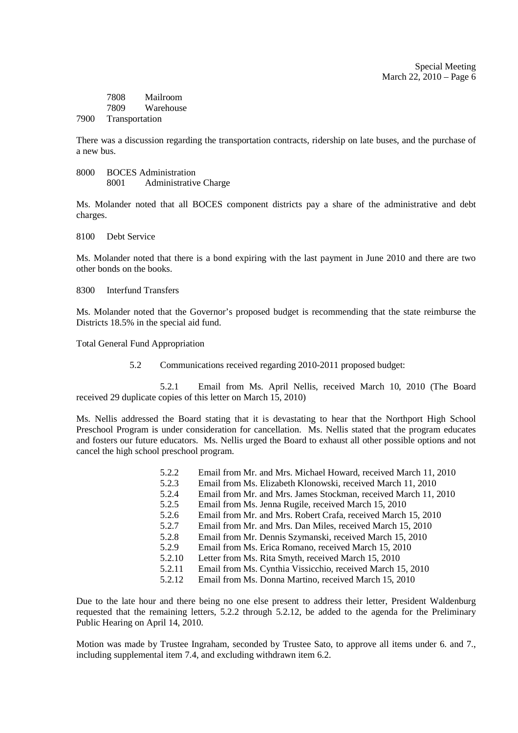7808 Mailroom
7809 Warehouse
7900 Transportation

There was a discussion regarding the transportation contracts, ridership on late buses, and the purchase of a new bus.

8000 BOCES Administration
8001 Administrative Charge

Ms. Molander noted that all BOCES component districts pay a share of the administrative and debt charges.

8100 Debt Service

Ms. Molander noted that there is a bond expiring with the last payment in June 2010 and there are two other bonds on the books.

8300 Interfund Transfers

Ms. Molander noted that the Governor's proposed budget is recommending that the state reimburse the Districts 18.5% in the special aid fund.

Total General Fund Appropriation

5.2 Communications received regarding 2010-2011 proposed budget:

5.2.1 Email from Ms. April Nellis, received March 10, 2010 (The Board received 29 duplicate copies of this letter on March 15, 2010)

Ms. Nellis addressed the Board stating that it is devastating to hear that the Northport High School Preschool Program is under consideration for cancellation. Ms. Nellis stated that the program educates and fosters our future educators. Ms. Nellis urged the Board to exhaust all other possible options and not cancel the high school preschool program.

- 5.2.2 Email from Mr. and Mrs. Michael Howard, received March 11, 2010
- 5.2.3 Email from Ms. Elizabeth Klonowski, received March 11, 2010
- 5.2.4 Email from Mr. and Mrs. James Stockman, received March 11, 2010
- 5.2.5 Email from Ms. Jenna Rugile, received March 15, 2010
- 5.2.6 Email from Mr. and Mrs. Robert Crafa, received March 15, 2010
- 5.2.7 Email from Mr. and Mrs. Dan Miles, received March 15, 2010
- 5.2.8 Email from Mr. Dennis Szymanski, received March 15, 2010
- 5.2.9 Email from Ms. Erica Romano, received March 15, 2010
- 5.2.10 Letter from Ms. Rita Smyth, received March 15, 2010
- 5.2.11 Email from Ms. Cynthia Vissicchio, received March 15, 2010
- 5.2.12 Email from Ms. Donna Martino, received March 15, 2010

Due to the late hour and there being no one else present to address their letter, President Waldenburg requested that the remaining letters, 5.2.2 through 5.2.12, be added to the agenda for the Preliminary Public Hearing on April 14, 2010.

Motion was made by Trustee Ingraham, seconded by Trustee Sato, to approve all items under 6. and 7., including supplemental item 7.4, and excluding withdrawn item 6.2.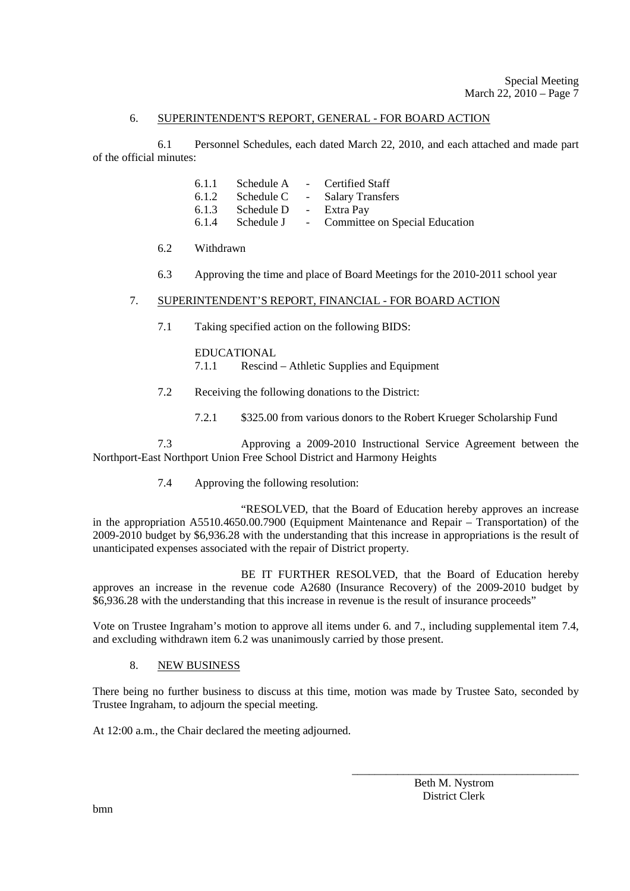## 6. SUPERINTENDENT'S REPORT, GENERAL - FOR BOARD ACTION

6.1 Personnel Schedules, each dated March 22, 2010, and each attached and made part of the official minutes:

- 6.1.1 Schedule A - Certified Staff
- 6.1.2 Schedule C - Salary Transfers
- 6.1.3 Schedule D - Extra Pay
- 6.1.4 Schedule J - Committee on Special Education

6.2 Withdrawn

6.3 Approving the time and place of Board Meetings for the 2010-2011 school year

## 7. SUPERINTENDENT'S REPORT, FINANCIAL - FOR BOARD ACTION

7.1 Taking specified action on the following BIDS:

EDUCATIONAL

7.1.1 Rescind – Athletic Supplies and Equipment

7.2 Receiving the following donations to the District:

7.2.1 $325.00 from various donors to the Robert Krueger Scholarship Fund

7.3 Approving a 2009-2010 Instructional Service Agreement between the Northport-East Northport Union Free School District and Harmony Heights

7.4 Approving the following resolution:

"RESOLVED, that the Board of Education hereby approves an increase in the appropriation A5510.4650.00.7900 (Equipment Maintenance and Repair – Transportation) of the 2009-2010 budget by $6,936.28 with the understanding that this increase in appropriations is the result of unanticipated expenses associated with the repair of District property.

BE IT FURTHER RESOLVED, that the Board of Education hereby approves an increase in the revenue code A2680 (Insurance Recovery) of the 2009-2010 budget by $6,936.28 with the understanding that this increase in revenue is the result of insurance proceeds"

Vote on Trustee Ingraham's motion to approve all items under 6. and 7., including supplemental item 7.4, and excluding withdrawn item 6.2 was unanimously carried by those present.

## 8. NEW BUSINESS

There being no further business to discuss at this time, motion was made by Trustee Sato, seconded by Trustee Ingraham, to adjourn the special meeting.

At 12:00 a.m., the Chair declared the meeting adjourned.

\_\_\_\_\_\_\_\_\_\_\_\_\_\_\_\_\_\_\_\_\_\_\_\_\_\_\_\_\_\_\_\_\_\_\_\_\_\_\_\_

Beth M. Nystrom
District Clerk

bmn